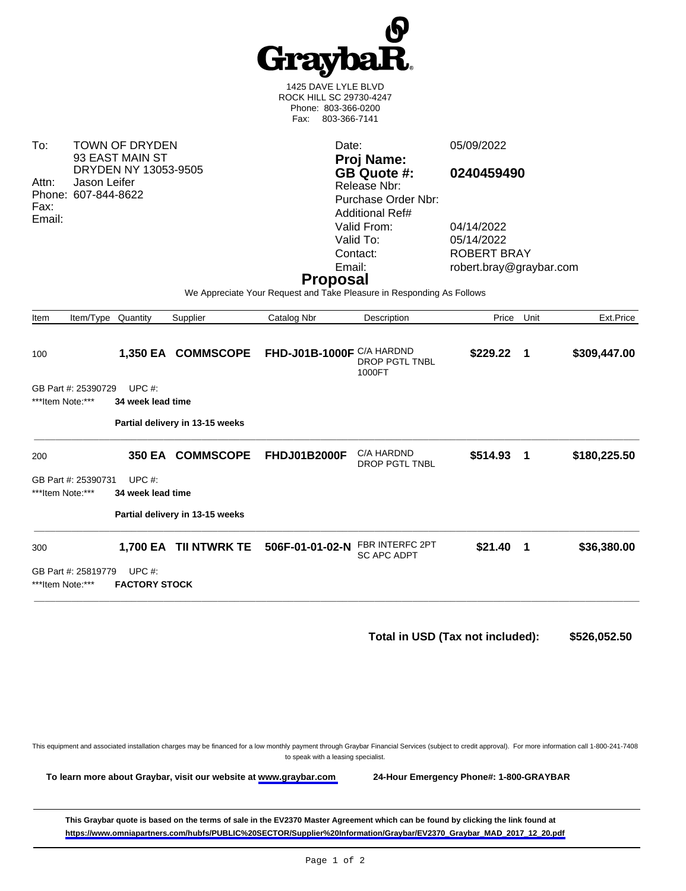# GraybaR

1425 DAVE LYLE BLVD
ROCK HILL SC 29730-4247
Phone: 803-366-0200
Fax: 803-366-7141

| | |
|---|---|
| To: | TOWN OF DRYDEN<br>93 EAST MAIN ST<br>DRYDEN NY 13053-9505 |
| Attn: | Jason Leifer |
| Phone: | 607-844-8622 |
| Fax: | |
| Email: | |

| | |
|---|---|
| Date: | 05/09/2022 |
| **Proj Name:** | |
| **GB Quote #:** | **0240459490** |
| Release Nbr: | |
| Purchase Order Nbr: | |
| Additional Ref# | |
| Valid From: | 04/14/2022 |
| Valid To: | 05/14/2022 |
| Contact: | ROBERT BRAY |
| Email: | robert.bray@graybar.com |

## Proposal

We Appreciate Your Request and Take Pleasure in Responding As Follows

| Item | Item/Type | Quantity | Supplier | Catalog Nbr | Description | Price | Unit | Ext.Price |
|---|---|---|---|---|---|---|---|---|
| 100 | | **1,350 EA** | **COMMSCOPE** | **FHD-J01B-1000F** | C/A HARDND DROP PGTL TNBL 1000FT | **$229.22** | **1** | **$309,447.00** |
| GB Part #: 25390729 | | UPC #: | | | | | | |
| ***Item Note:*** | | **34 week lead time** | | | | | | |
| | | **Partial delivery in 13-15 weeks** | | | | | | |
| 200 | | **350 EA** | **COMMSCOPE** | **FHDJ01B2000F** | C/A HARDND DROP PGTL TNBL | **$514.93** | **1** | **$180,225.50** |
| GB Part #: 25390731 | | UPC #: | | | | | | |
| ***Item Note:*** | | **34 week lead time** | | | | | | |
| | | **Partial delivery in 13-15 weeks** | | | | | | |
| 300 | | **1,700 EA** | **TII NTWRK TE** | **506F-01-01-02-N** | FBR INTERFC 2PT SC APC ADPT | **$21.40** | **1** | **$36,380.00** |
| GB Part #: 25819779 | | UPC #: | | | | | | |
| ***Item Note:*** | | **FACTORY STOCK** | | | | | | |

**Total in USD (Tax not included): $526,052.50**

This equipment and associated installation charges may be financed for a low monthly payment through Graybar Financial Services (subject to credit approval). For more information call 1-800-241-7408 to speak with a leasing specialist.

**To learn more about Graybar, visit our website at www.graybar.com** **24-Hour Emergency Phone#: 1-800-GRAYBAR**

**This Graybar quote is based on the terms of sale in the EV2370 Master Agreement which can be found by clicking the link found at https://www.omniapartners.com/hubfs/PUBLIC%20SECTOR/Supplier%20Information/Graybar/EV2370_Graybar_MAD_2017_12_20.pdf**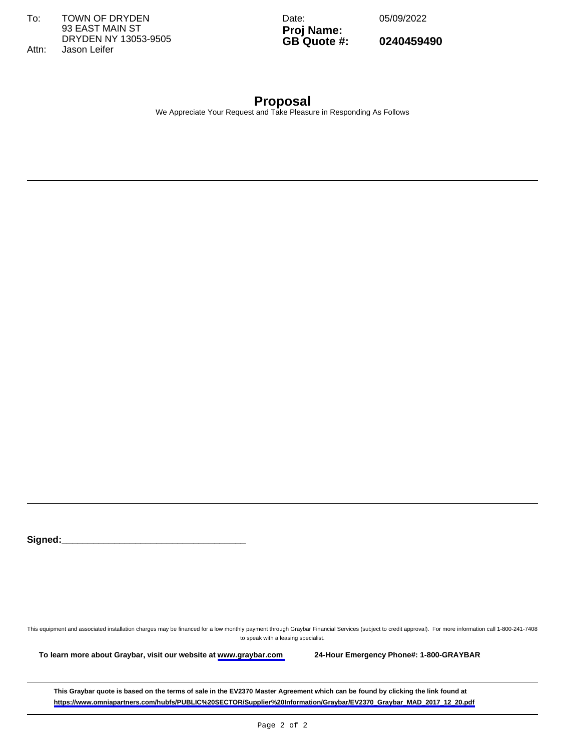To: TOWN OF DRYDEN
93 EAST MAIN ST
DRYDEN NY 13053-9505
Attn: Jason Leifer

Date: 05/09/2022
**Proj Name:**
**GB Quote #: 0240459490**

# Proposal

We Appreciate Your Request and Take Pleasure in Responding As Follows

---

---

**Signed:**___________________________________

This equipment and associated installation charges may be financed for a low monthly payment through Graybar Financial Services (subject to credit approval). For more information call 1-800-241-7408 to speak with a leasing specialist.

**To learn more about Graybar, visit our website at www.graybar.com** **24-Hour Emergency Phone#: 1-800-GRAYBAR**

---

**This Graybar quote is based on the terms of sale in the EV2370 Master Agreement which can be found by clicking the link found at https://www.omniapartners.com/hubfs/PUBLIC%20SECTOR/Supplier%20Information/Graybar/EV2370_Graybar_MAD_2017_12_20.pdf**